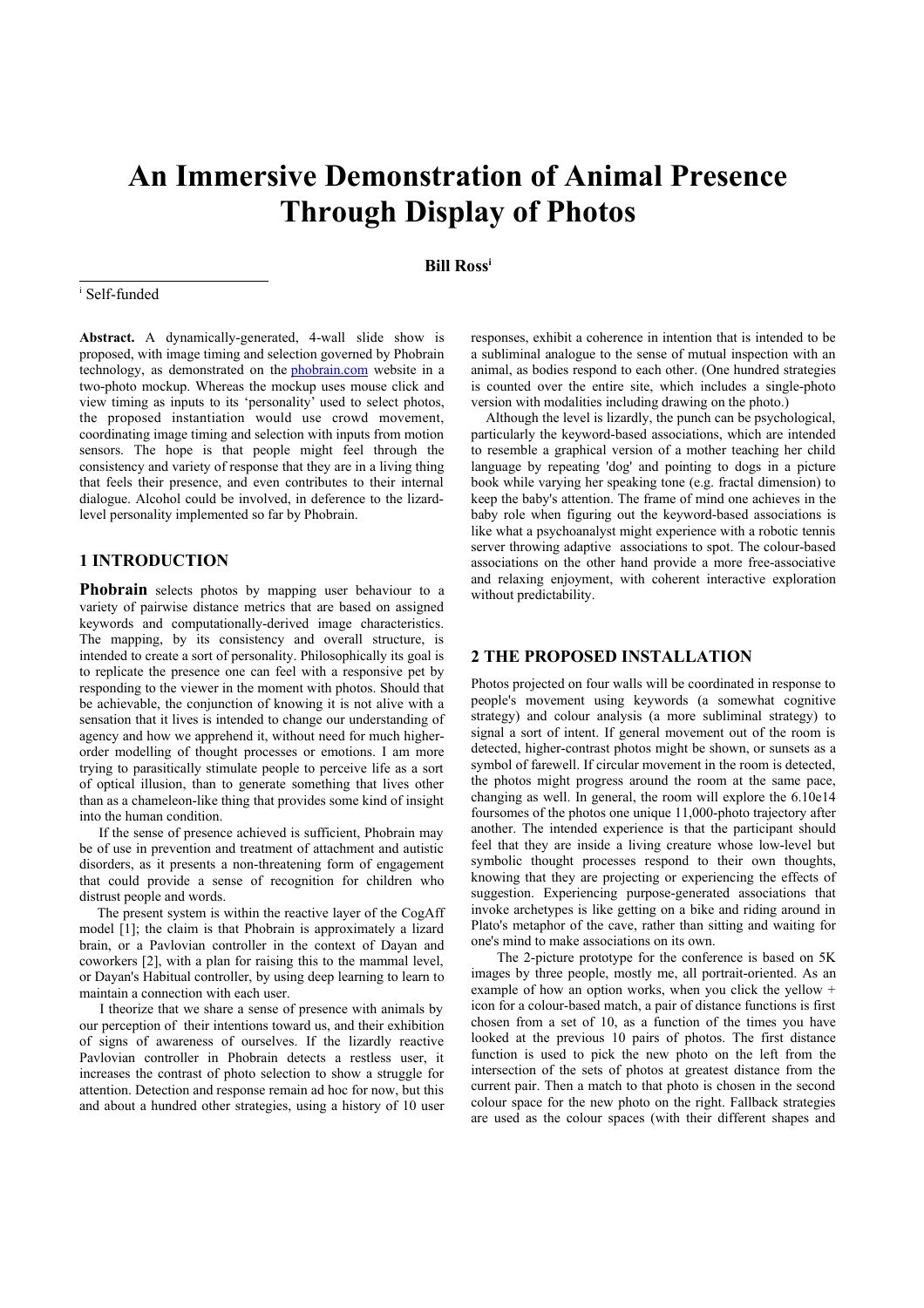# An Immersive Demonstration of Animal Presence Through Display of Photos

**Bill Ross**[i]

[i] Self-funded

**Abstract.** A dynamically-generated, 4-wall slide show is proposed, with image timing and selection governed by Phobrain technology, as demonstrated on the phobrain.com website in a two-photo mockup. Whereas the mockup uses mouse click and view timing as inputs to its 'personality' used to select photos, the proposed instantiation would use crowd movement, coordinating image timing and selection with inputs from motion sensors. The hope is that people might feel through the consistency and variety of response that they are in a living thing that feels their presence, and even contributes to their internal dialogue. Alcohol could be involved, in deference to the lizard-level personality implemented so far by Phobrain.

## 1 INTRODUCTION

**Phobrain** selects photos by mapping user behaviour to a variety of pairwise distance metrics that are based on assigned keywords and computationally-derived image characteristics. The mapping, by its consistency and overall structure, is intended to create a sort of personality. Philosophically its goal is to replicate the presence one can feel with a responsive pet by responding to the viewer in the moment with photos. Should that be achievable, the conjunction of knowing it is not alive with a sensation that it lives is intended to change our understanding of agency and how we apprehend it, without need for much higher-order modelling of thought processes or emotions. I am more trying to parasitically stimulate people to perceive life as a sort of optical illusion, than to generate something that lives other than as a chameleon-like thing that provides some kind of insight into the human condition.

If the sense of presence achieved is sufficient, Phobrain may be of use in prevention and treatment of attachment and autistic disorders, as it presents a non-threatening form of engagement that could provide a sense of recognition for children who distrust people and words.

The present system is within the reactive layer of the CogAff model [1]; the claim is that Phobrain is approximately a lizard brain, or a Pavlovian controller in the context of Dayan and coworkers [2], with a plan for raising this to the mammal level, or Dayan's Habitual controller, by using deep learning to learn to maintain a connection with each user.

I theorize that we share a sense of presence with animals by our perception of their intentions toward us, and their exhibition of signs of awareness of ourselves. If the lizardly reactive Pavlovian controller in Phobrain detects a restless user, it increases the contrast of photo selection to show a struggle for attention. Detection and response remain ad hoc for now, but this and about a hundred other strategies, using a history of 10 user responses, exhibit a coherence in intention that is intended to be a subliminal analogue to the sense of mutual inspection with an animal, as bodies respond to each other. (One hundred strategies is counted over the entire site, which includes a single-photo version with modalities including drawing on the photo.)

Although the level is lizardly, the punch can be psychological, particularly the keyword-based associations, which are intended to resemble a graphical version of a mother teaching her child language by repeating 'dog' and pointing to dogs in a picture book while varying her speaking tone (e.g. fractal dimension) to keep the baby's attention. The frame of mind one achieves in the baby role when figuring out the keyword-based associations is like what a psychoanalyst might experience with a robotic tennis server throwing adaptive associations to spot. The colour-based associations on the other hand provide a more free-associative and relaxing enjoyment, with coherent interactive exploration without predictability.

## 2 THE PROPOSED INSTALLATION

Photos projected on four walls will be coordinated in response to people's movement using keywords (a somewhat cognitive strategy) and colour analysis (a more subliminal strategy) to signal a sort of intent. If general movement out of the room is detected, higher-contrast photos might be shown, or sunsets as a symbol of farewell. If circular movement in the room is detected, the photos might progress around the room at the same pace, changing as well. In general, the room will explore the 6.10e14 foursomes of the photos one unique 11,000-photo trajectory after another. The intended experience is that the participant should feel that they are inside a living creature whose low-level but symbolic thought processes respond to their own thoughts, knowing that they are projecting or experiencing the effects of suggestion. Experiencing purpose-generated associations that invoke archetypes is like getting on a bike and riding around in Plato's metaphor of the cave, rather than sitting and waiting for one's mind to make associations on its own.

The 2-picture prototype for the conference is based on 5K images by three people, mostly me, all portrait-oriented. As an example of how an option works, when you click the yellow + icon for a colour-based match, a pair of distance functions is first chosen from a set of 10, as a function of the times you have looked at the previous 10 pairs of photos. The first distance function is used to pick the new photo on the left from the intersection of the sets of photos at greatest distance from the current pair. Then a match to that photo is chosen in the second colour space for the new photo on the right. Fallback strategies are used as the colour spaces (with their different shapes and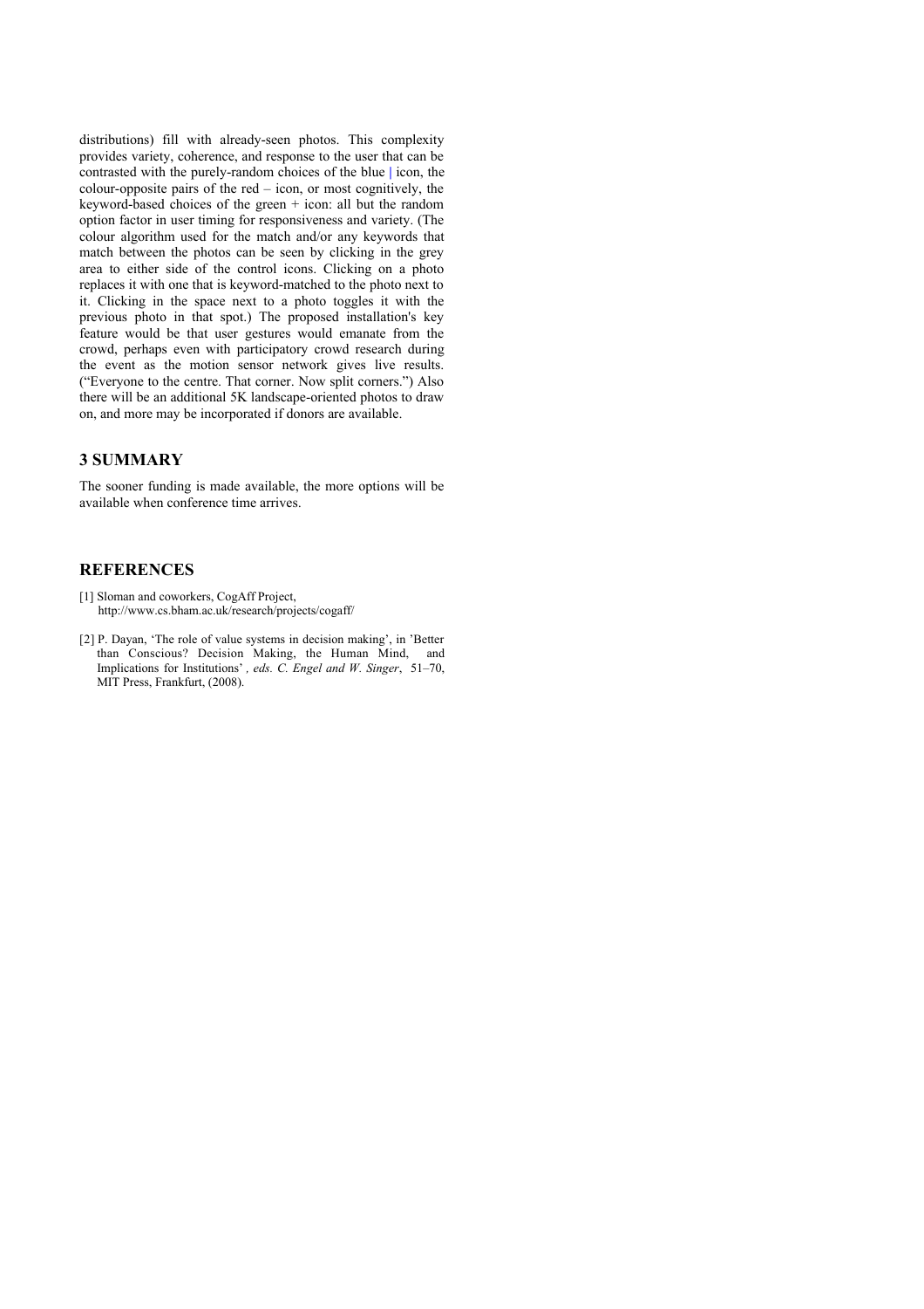distributions) fill with already-seen photos. This complexity provides variety, coherence, and response to the user that can be contrasted with the purely-random choices of the blue | icon, the colour-opposite pairs of the red – icon, or most cognitively, the keyword-based choices of the green + icon: all but the random option factor in user timing for responsiveness and variety. (The colour algorithm used for the match and/or any keywords that match between the photos can be seen by clicking in the grey area to either side of the control icons. Clicking on a photo replaces it with one that is keyword-matched to the photo next to it. Clicking in the space next to a photo toggles it with the previous photo in that spot.) The proposed installation's key feature would be that user gestures would emanate from the crowd, perhaps even with participatory crowd research during the event as the motion sensor network gives live results. ("Everyone to the centre. That corner. Now split corners.") Also there will be an additional 5K landscape-oriented photos to draw on, and more may be incorporated if donors are available.

## 3 SUMMARY

The sooner funding is made available, the more options will be available when conference time arrives.

## REFERENCES

[1] Sloman and coworkers, CogAff Project, http://www.cs.bham.ac.uk/research/projects/cogaff/

[2] P. Dayan, 'The role of value systems in decision making', in 'Better than Conscious? Decision Making, the Human Mind, and Implications for Institutions' *, eds. C. Engel and W. Singer*, 51–70, MIT Press, Frankfurt, (2008).